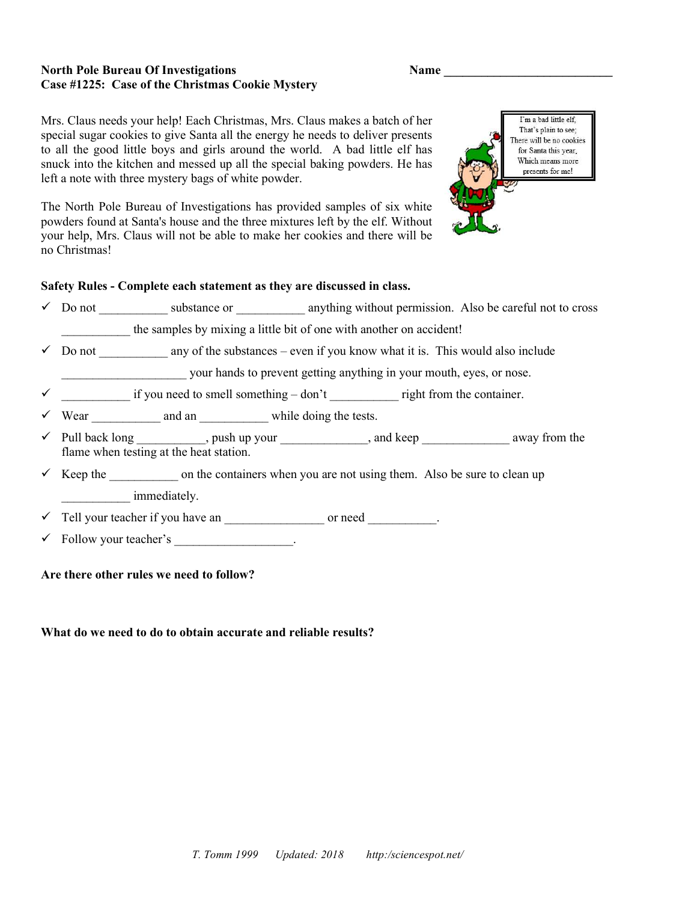**North Pole Bureau Of Investigations** **Name** ___________________________

**Case #1225: Case of the Christmas Cookie Mystery**

Mrs. Claus needs your help! Each Christmas, Mrs. Claus makes a batch of her special sugar cookies to give Santa all the energy he needs to deliver presents to all the good little boys and girls around the world. A bad little elf has snuck into the kitchen and messed up all the special baking powders. He has left a note with three mystery bags of white powder.

The North Pole Bureau of Investigations has provided samples of six white powders found at Santa's house and the three mixtures left by the elf. Without your help, Mrs. Claus will not be able to make her cookies and there will be no Christmas!

**Safety Rules - Complete each statement as they are discussed in class.**

- ✓ Do not ___________ substance or ___________ anything without permission. Also be careful not to cross ___________ the samples by mixing a little bit of one with another on accident!
- ✓ Do not ___________ any of the substances – even if you know what it is. This would also include ____________________ your hands to prevent getting anything in your mouth, eyes, or nose.
- ✓ ___________ if you need to smell something – don't ___________ right from the container.
- ✓ Wear ___________ and an ___________ while doing the tests.
- ✓ Pull back long ___________, push up your ______________, and keep ______________ away from the flame when testing at the heat station.
- ✓ Keep the ___________ on the containers when you are not using them. Also be sure to clean up ___________ immediately.
- ✓ Tell your teacher if you have an ________________ or need ___________.
- ✓ Follow your teacher's ___________________.

**Are there other rules we need to follow?**

**What do we need to do to obtain accurate and reliable results?**

*T. Tomm 1999 Updated: 2018 http:/sciencespot.net/*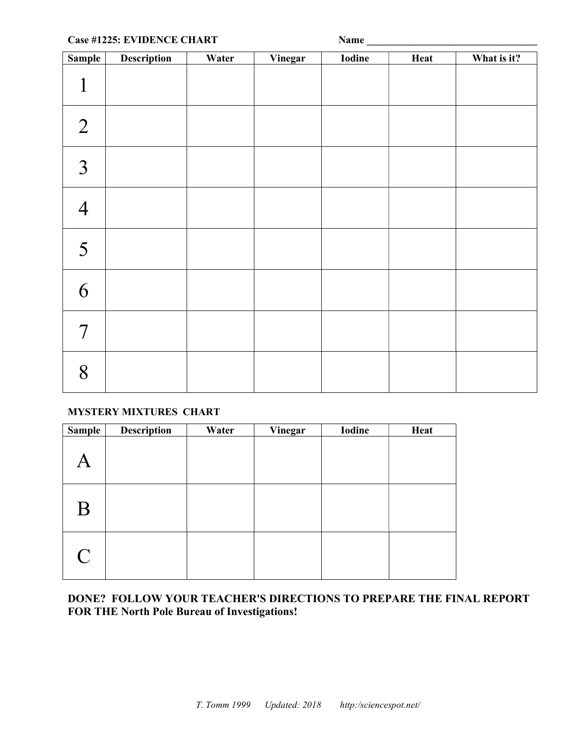**Case #1225: EVIDENCE CHART** **Name** ___________________________________

| Sample | Description | Water | Vinegar | Iodine | Heat | What is it? |
|---|---|---|---|---|---|---|
| 1 | | | | | | |
| 2 | | | | | | |
| 3 | | | | | | |
| 4 | | | | | | |
| 5 | | | | | | |
| 6 | | | | | | |
| 7 | | | | | | |
| 8 | | | | | | |

**MYSTERY MIXTURES CHART**

| Sample | Description | Water | Vinegar | Iodine | Heat |
|---|---|---|---|---|---|
| A | | | | | |
| B | | | | | |
| C | | | | | |

**DONE? FOLLOW YOUR TEACHER'S DIRECTIONS TO PREPARE THE FINAL REPORT FOR THE North Pole Bureau of Investigations!**

*T. Tomm 1999 Updated: 2018 http:/sciencespot.net/*